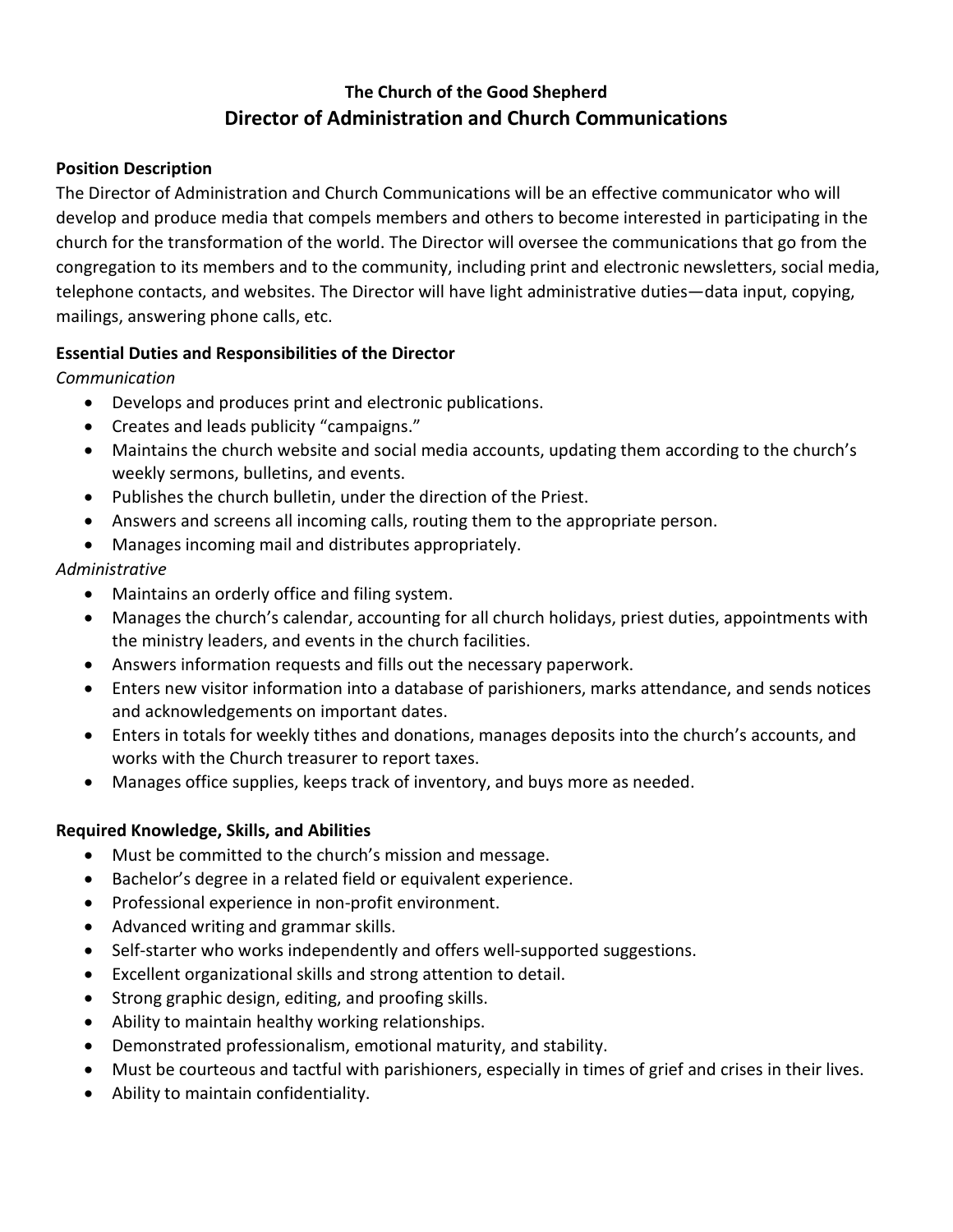# The Church of the Good Shepherd

## Director of Administration and Church Communications

### Position Description

The Director of Administration and Church Communications will be an effective communicator who will develop and produce media that compels members and others to become interested in participating in the church for the transformation of the world. The Director will oversee the communications that go from the congregation to its members and to the community, including print and electronic newsletters, social media, telephone contacts, and websites. The Director will have light administrative duties—data input, copying, mailings, answering phone calls, etc.

### Essential Duties and Responsibilities of the Director

*Communication*

- Develops and produces print and electronic publications.
- Creates and leads publicity "campaigns."
- Maintains the church website and social media accounts, updating them according to the church's weekly sermons, bulletins, and events.
- Publishes the church bulletin, under the direction of the Priest.
- Answers and screens all incoming calls, routing them to the appropriate person.
- Manages incoming mail and distributes appropriately.

*Administrative*

- Maintains an orderly office and filing system.
- Manages the church's calendar, accounting for all church holidays, priest duties, appointments with the ministry leaders, and events in the church facilities.
- Answers information requests and fills out the necessary paperwork.
- Enters new visitor information into a database of parishioners, marks attendance, and sends notices and acknowledgements on important dates.
- Enters in totals for weekly tithes and donations, manages deposits into the church's accounts, and works with the Church treasurer to report taxes.
- Manages office supplies, keeps track of inventory, and buys more as needed.

### Required Knowledge, Skills, and Abilities

- Must be committed to the church's mission and message.
- Bachelor's degree in a related field or equivalent experience.
- Professional experience in non-profit environment.
- Advanced writing and grammar skills.
- Self-starter who works independently and offers well-supported suggestions.
- Excellent organizational skills and strong attention to detail.
- Strong graphic design, editing, and proofing skills.
- Ability to maintain healthy working relationships.
- Demonstrated professionalism, emotional maturity, and stability.
- Must be courteous and tactful with parishioners, especially in times of grief and crises in their lives.
- Ability to maintain confidentiality.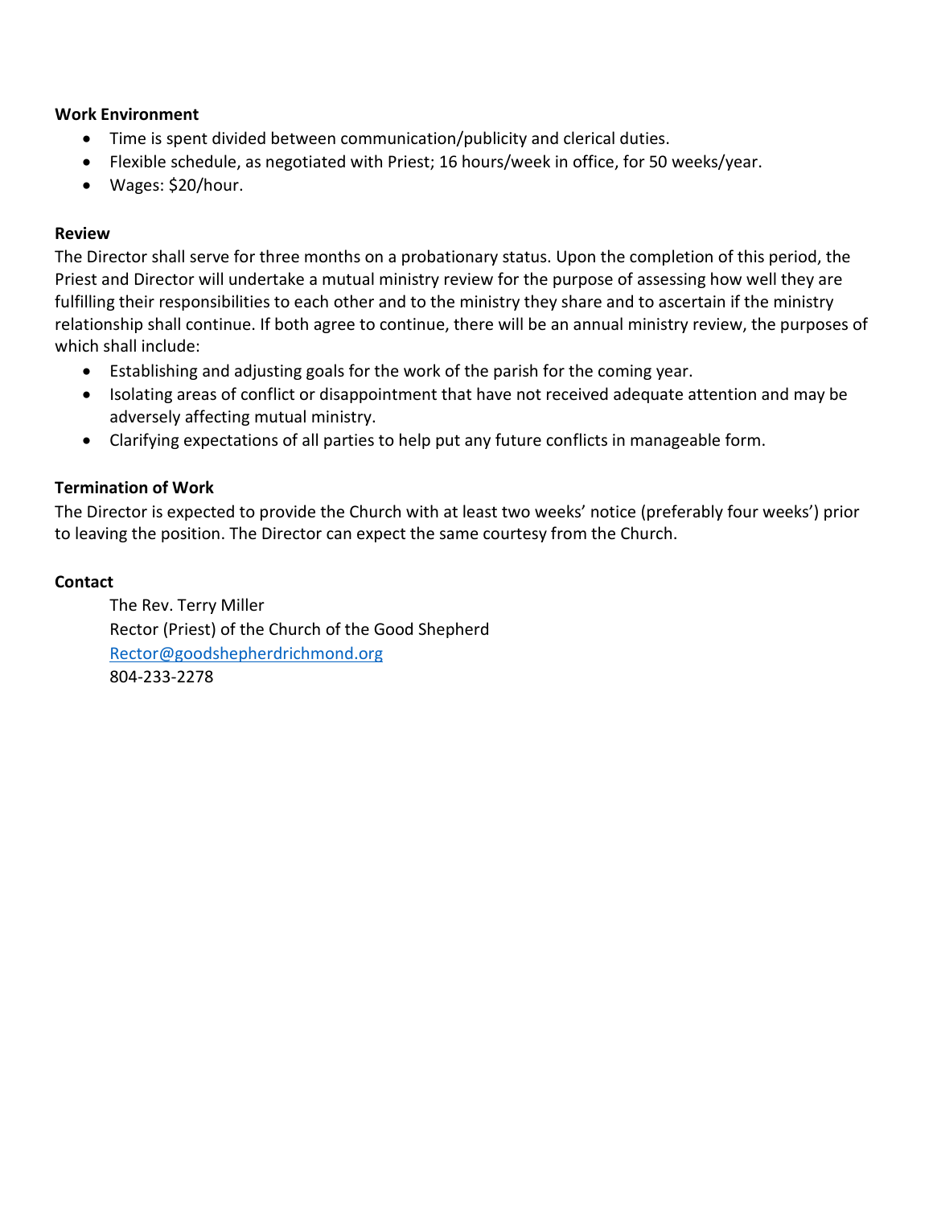**Work Environment**

- Time is spent divided between communication/publicity and clerical duties.
- Flexible schedule, as negotiated with Priest; 16 hours/week in office, for 50 weeks/year.
- Wages: $20/hour.

**Review**

The Director shall serve for three months on a probationary status. Upon the completion of this period, the Priest and Director will undertake a mutual ministry review for the purpose of assessing how well they are fulfilling their responsibilities to each other and to the ministry they share and to ascertain if the ministry relationship shall continue. If both agree to continue, there will be an annual ministry review, the purposes of which shall include:

- Establishing and adjusting goals for the work of the parish for the coming year.
- Isolating areas of conflict or disappointment that have not received adequate attention and may be adversely affecting mutual ministry.
- Clarifying expectations of all parties to help put any future conflicts in manageable form.

**Termination of Work**

The Director is expected to provide the Church with at least two weeks' notice (preferably four weeks') prior to leaving the position. The Director can expect the same courtesy from the Church.

**Contact**

The Rev. Terry Miller
Rector (Priest) of the Church of the Good Shepherd
Rector@goodshepherdrichmond.org
804-233-2278